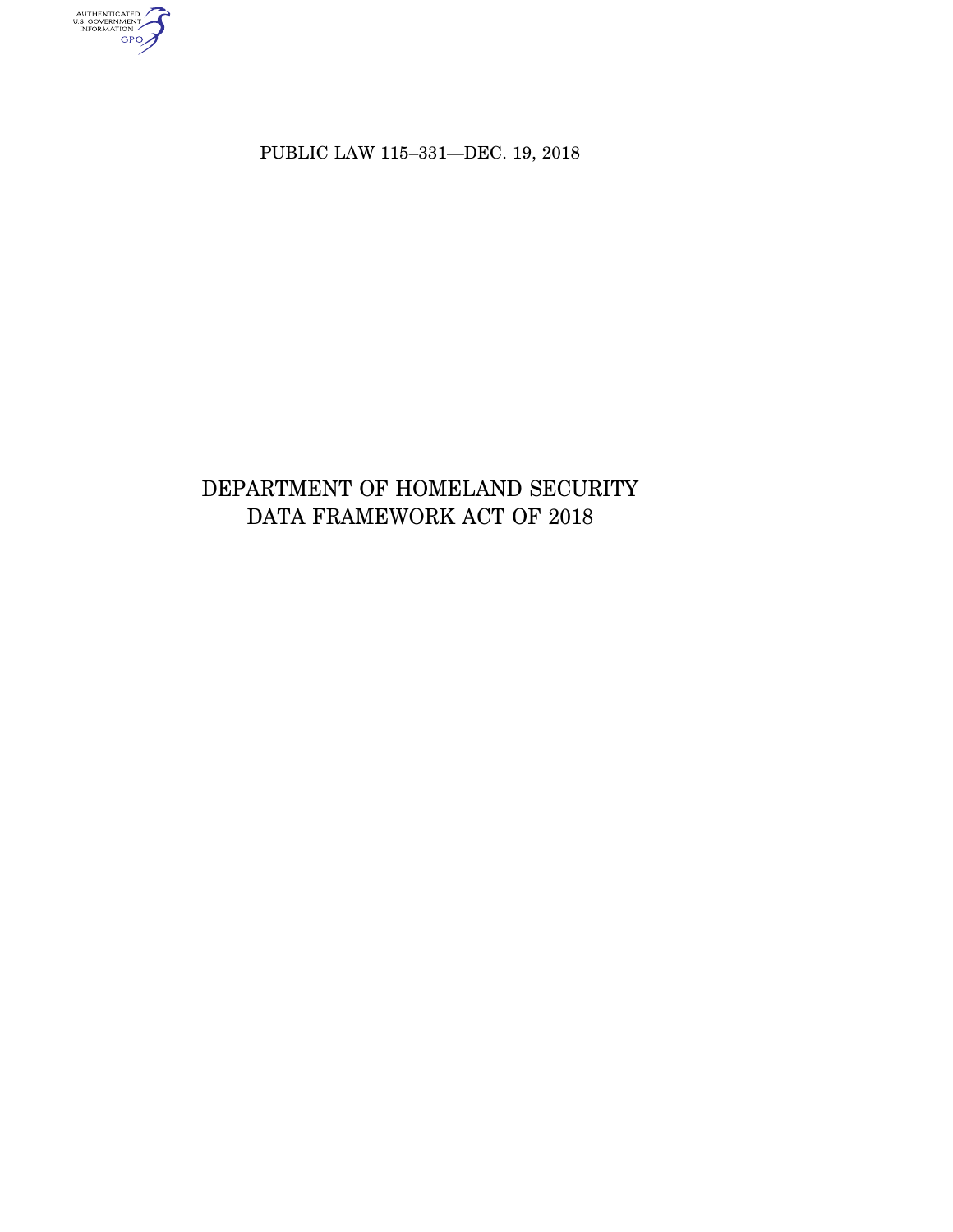PUBLIC LAW 115–331—DEC. 19, 2018

# DEPARTMENT OF HOMELAND SECURITY DATA FRAMEWORK ACT OF 2018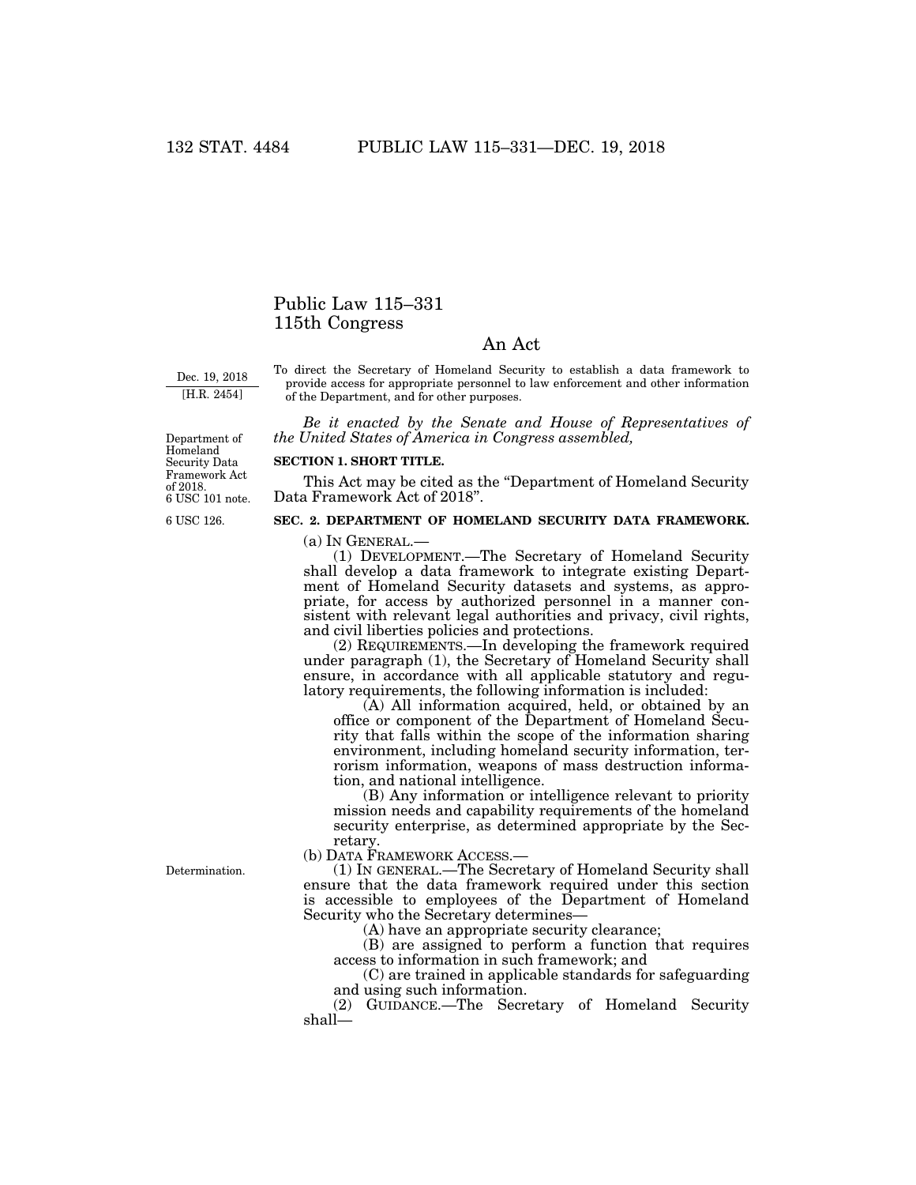# Public Law 115–331
# 115th Congress

## An Act

Dec. 19, 2018
[H.R. 2454]

To direct the Secretary of Homeland Security to establish a data framework to provide access for appropriate personnel to law enforcement and other information of the Department, and for other purposes.

*Be it enacted by the Senate and House of Representatives of the United States of America in Congress assembled,*

Department of Homeland Security Data Framework Act of 2018.
6 USC 101 note.

**SECTION 1. SHORT TITLE.**

This Act may be cited as the "Department of Homeland Security Data Framework Act of 2018".

6 USC 126.

**SEC. 2. DEPARTMENT OF HOMELAND SECURITY DATA FRAMEWORK.**

(a) IN GENERAL.—

(1) DEVELOPMENT.—The Secretary of Homeland Security shall develop a data framework to integrate existing Department of Homeland Security datasets and systems, as appropriate, for access by authorized personnel in a manner consistent with relevant legal authorities and privacy, civil rights, and civil liberties policies and protections.

(2) REQUIREMENTS.—In developing the framework required under paragraph (1), the Secretary of Homeland Security shall ensure, in accordance with all applicable statutory and regulatory requirements, the following information is included:

(A) All information acquired, held, or obtained by an office or component of the Department of Homeland Security that falls within the scope of the information sharing environment, including homeland security information, terrorism information, weapons of mass destruction information, and national intelligence.

(B) Any information or intelligence relevant to priority mission needs and capability requirements of the homeland security enterprise, as determined appropriate by the Secretary.

(b) DATA FRAMEWORK ACCESS.—

Determination.

(1) IN GENERAL.—The Secretary of Homeland Security shall ensure that the data framework required under this section is accessible to employees of the Department of Homeland Security who the Secretary determines—

(A) have an appropriate security clearance;

(B) are assigned to perform a function that requires access to information in such framework; and

(C) are trained in applicable standards for safeguarding and using such information.

(2) GUIDANCE.—The Secretary of Homeland Security shall—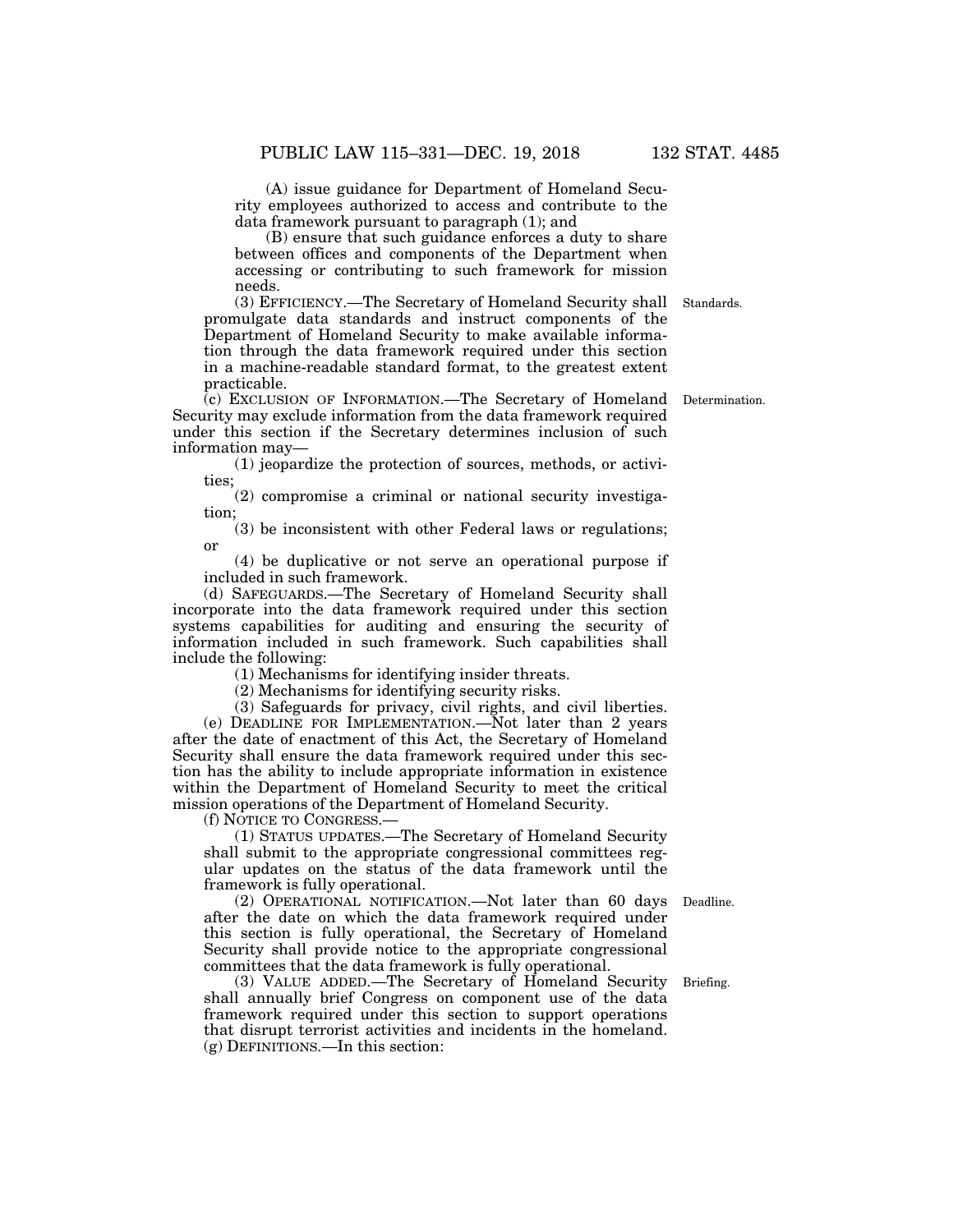(A) issue guidance for Department of Homeland Security employees authorized to access and contribute to the data framework pursuant to paragraph (1); and

(B) ensure that such guidance enforces a duty to share between offices and components of the Department when accessing or contributing to such framework for mission needs.

(3) EFFICIENCY.—The Secretary of Homeland Security shall promulgate data standards and instruct components of the Department of Homeland Security to make available information through the data framework required under this section in a machine-readable standard format, to the greatest extent practicable.

Standards.

(c) EXCLUSION OF INFORMATION.—The Secretary of Homeland Security may exclude information from the data framework required under this section if the Secretary determines inclusion of such information may—

Determination.

(1) jeopardize the protection of sources, methods, or activities;

(2) compromise a criminal or national security investigation;

(3) be inconsistent with other Federal laws or regulations; or

(4) be duplicative or not serve an operational purpose if included in such framework.

(d) SAFEGUARDS.—The Secretary of Homeland Security shall incorporate into the data framework required under this section systems capabilities for auditing and ensuring the security of information included in such framework. Such capabilities shall include the following:

(1) Mechanisms for identifying insider threats.

(2) Mechanisms for identifying security risks.

(3) Safeguards for privacy, civil rights, and civil liberties.

(e) DEADLINE FOR IMPLEMENTATION.—Not later than 2 years after the date of enactment of this Act, the Secretary of Homeland Security shall ensure the data framework required under this section has the ability to include appropriate information in existence within the Department of Homeland Security to meet the critical mission operations of the Department of Homeland Security.

(f) NOTICE TO CONGRESS.—

(1) STATUS UPDATES.—The Secretary of Homeland Security shall submit to the appropriate congressional committees regular updates on the status of the data framework until the framework is fully operational.

(2) OPERATIONAL NOTIFICATION.—Not later than 60 days after the date on which the data framework required under this section is fully operational, the Secretary of Homeland Security shall provide notice to the appropriate congressional committees that the data framework is fully operational.

Deadline.

(3) VALUE ADDED.—The Secretary of Homeland Security shall annually brief Congress on component use of the data framework required under this section to support operations that disrupt terrorist activities and incidents in the homeland.

Briefing.

(g) DEFINITIONS.—In this section: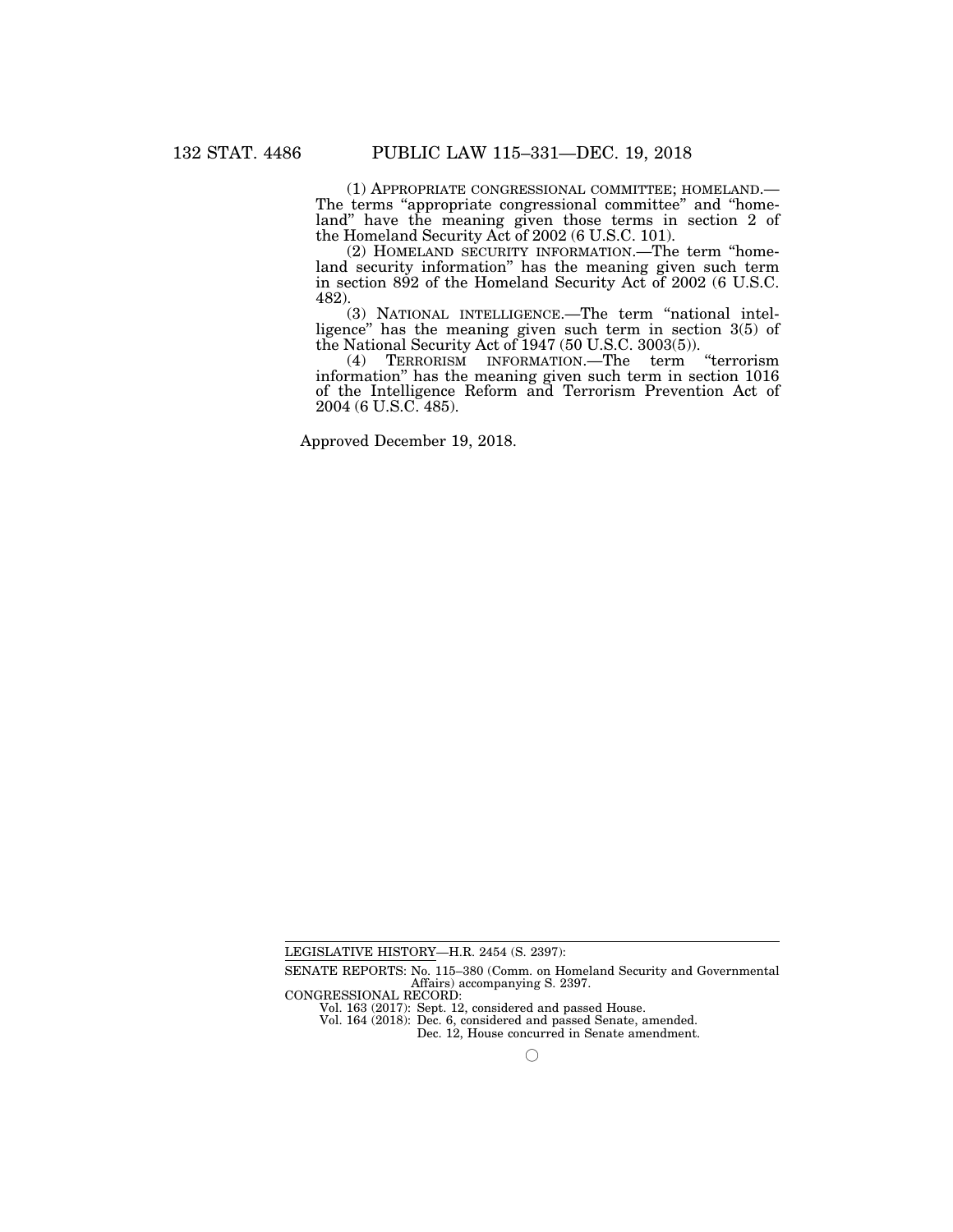(1) APPROPRIATE CONGRESSIONAL COMMITTEE; HOMELAND.—The terms "appropriate congressional committee" and "homeland" have the meaning given those terms in section 2 of the Homeland Security Act of 2002 (6 U.S.C. 101).

(2) HOMELAND SECURITY INFORMATION.—The term "homeland security information" has the meaning given such term in section 892 of the Homeland Security Act of 2002 (6 U.S.C. 482).

(3) NATIONAL INTELLIGENCE.—The term "national intelligence" has the meaning given such term in section 3(5) of the National Security Act of 1947 (50 U.S.C. 3003(5)).

(4) TERRORISM INFORMATION.—The term "terrorism information" has the meaning given such term in section 1016 of the Intelligence Reform and Terrorism Prevention Act of 2004 (6 U.S.C. 485).

Approved December 19, 2018.

---

LEGISLATIVE HISTORY—H.R. 2454 (S. 2397):

SENATE REPORTS: No. 115–380 (Comm. on Homeland Security and Governmental Affairs) accompanying S. 2397.

CONGRESSIONAL RECORD:

Vol. 163 (2017): Sept. 12, considered and passed House.

Vol. 164 (2018): Dec. 6, considered and passed Senate, amended.

Dec. 12, House concurred in Senate amendment.